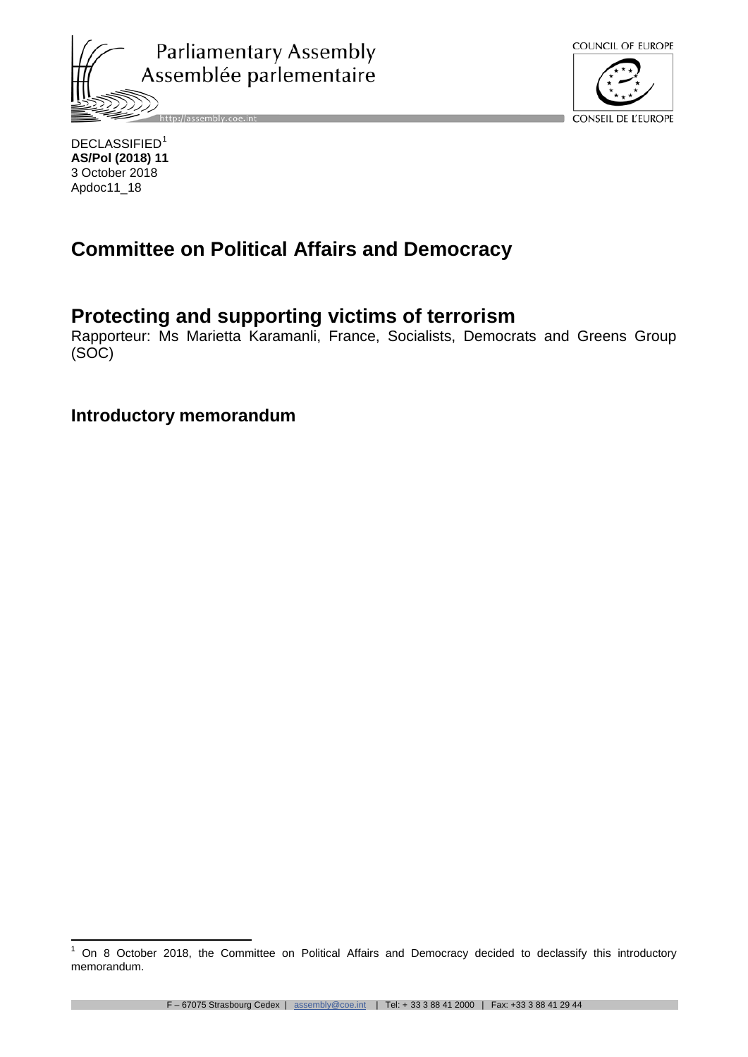Parliamentary Assembly
Assemblée parlementaire

COUNCIL OF EUROPE
CONSEIL DE L'EUROPE

DECLASSIFIED[1]
**AS/Pol (2018) 11**
3 October 2018
Apdoc11_18

# Committee on Political Affairs and Democracy

## Protecting and supporting victims of terrorism

Rapporteur: Ms Marietta Karamanli, France, Socialists, Democrats and Greens Group (SOC)

### Introductory memorandum

[1] On 8 October 2018, the Committee on Political Affairs and Democracy decided to declassify this introductory memorandum.

F – 67075 Strasbourg Cedex | assembly@coe.int | Tel: + 33 3 88 41 2000 | Fax: +33 3 88 41 29 44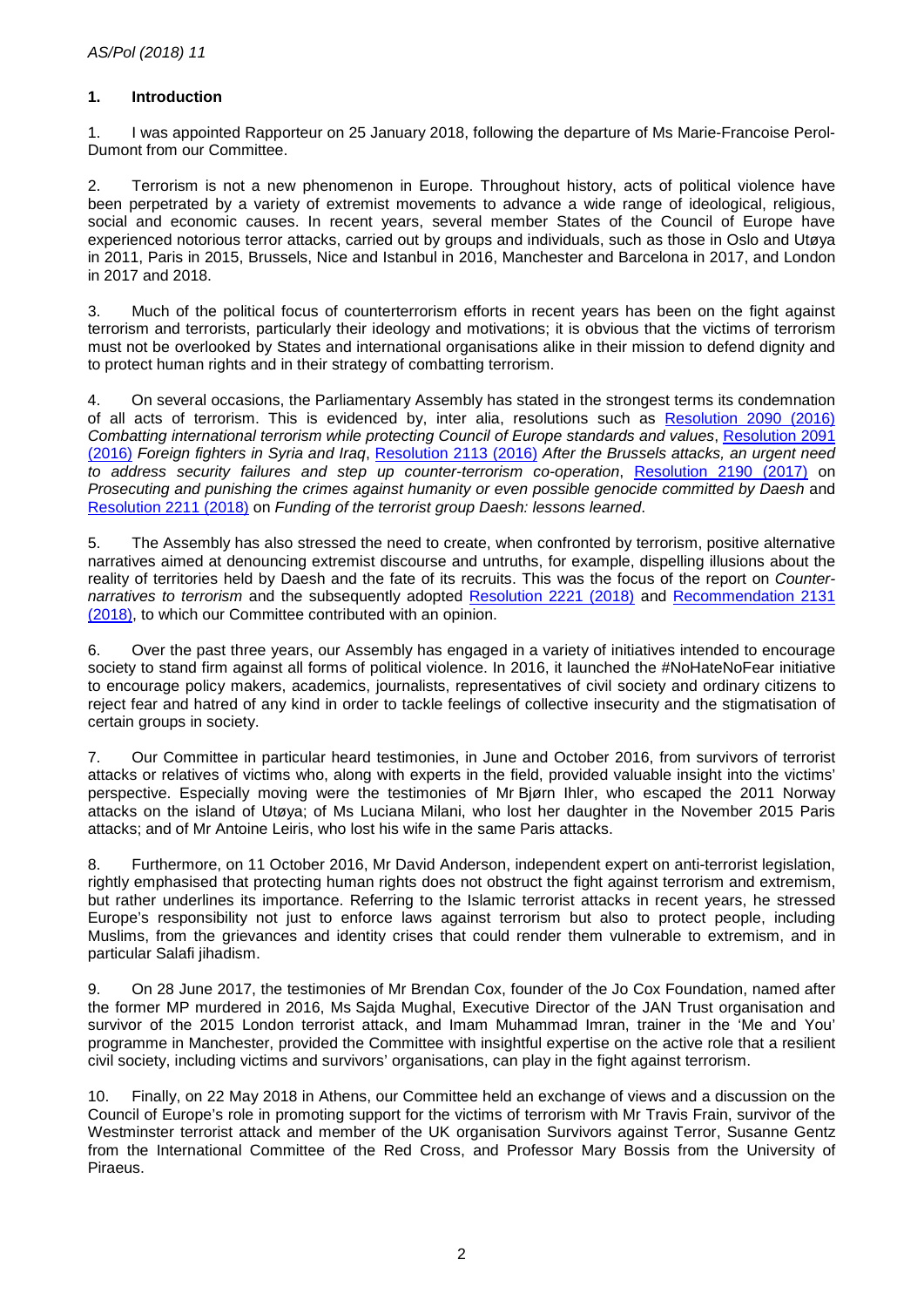## 1. Introduction

1. I was appointed Rapporteur on 25 January 2018, following the departure of Ms Marie-Francoise Perol-Dumont from our Committee.

2. Terrorism is not a new phenomenon in Europe. Throughout history, acts of political violence have been perpetrated by a variety of extremist movements to advance a wide range of ideological, religious, social and economic causes. In recent years, several member States of the Council of Europe have experienced notorious terror attacks, carried out by groups and individuals, such as those in Oslo and Utøya in 2011, Paris in 2015, Brussels, Nice and Istanbul in 2016, Manchester and Barcelona in 2017, and London in 2017 and 2018.

3. Much of the political focus of counterterrorism efforts in recent years has been on the fight against terrorism and terrorists, particularly their ideology and motivations; it is obvious that the victims of terrorism must not be overlooked by States and international organisations alike in their mission to defend dignity and to protect human rights and in their strategy of combatting terrorism.

4. On several occasions, the Parliamentary Assembly has stated in the strongest terms its condemnation of all acts of terrorism. This is evidenced by, inter alia, resolutions such as Resolution 2090 (2016) *Combatting international terrorism while protecting Council of Europe standards and values*, Resolution 2091 (2016) *Foreign fighters in Syria and Iraq*, Resolution 2113 (2016) *After the Brussels attacks, an urgent need to address security failures and step up counter-terrorism co-operation*, Resolution 2190 (2017) on *Prosecuting and punishing the crimes against humanity or even possible genocide committed by Daesh* and Resolution 2211 (2018) on *Funding of the terrorist group Daesh: lessons learned*.

5. The Assembly has also stressed the need to create, when confronted by terrorism, positive alternative narratives aimed at denouncing extremist discourse and untruths, for example, dispelling illusions about the reality of territories held by Daesh and the fate of its recruits. This was the focus of the report on *Counter-narratives to terrorism* and the subsequently adopted Resolution 2221 (2018) and Recommendation 2131 (2018), to which our Committee contributed with an opinion.

6. Over the past three years, our Assembly has engaged in a variety of initiatives intended to encourage society to stand firm against all forms of political violence. In 2016, it launched the #NoHateNoFear initiative to encourage policy makers, academics, journalists, representatives of civil society and ordinary citizens to reject fear and hatred of any kind in order to tackle feelings of collective insecurity and the stigmatisation of certain groups in society.

7. Our Committee in particular heard testimonies, in June and October 2016, from survivors of terrorist attacks or relatives of victims who, along with experts in the field, provided valuable insight into the victims' perspective. Especially moving were the testimonies of Mr Bjørn Ihler, who escaped the 2011 Norway attacks on the island of Utøya; of Ms Luciana Milani, who lost her daughter in the November 2015 Paris attacks; and of Mr Antoine Leiris, who lost his wife in the same Paris attacks.

8. Furthermore, on 11 October 2016, Mr David Anderson, independent expert on anti-terrorist legislation, rightly emphasised that protecting human rights does not obstruct the fight against terrorism and extremism, but rather underlines its importance. Referring to the Islamic terrorist attacks in recent years, he stressed Europe's responsibility not just to enforce laws against terrorism but also to protect people, including Muslims, from the grievances and identity crises that could render them vulnerable to extremism, and in particular Salafi jihadism.

9. On 28 June 2017, the testimonies of Mr Brendan Cox, founder of the Jo Cox Foundation, named after the former MP murdered in 2016, Ms Sajda Mughal, Executive Director of the JAN Trust organisation and survivor of the 2015 London terrorist attack, and Imam Muhammad Imran, trainer in the 'Me and You' programme in Manchester, provided the Committee with insightful expertise on the active role that a resilient civil society, including victims and survivors' organisations, can play in the fight against terrorism.

10. Finally, on 22 May 2018 in Athens, our Committee held an exchange of views and a discussion on the Council of Europe's role in promoting support for the victims of terrorism with Mr Travis Frain, survivor of the Westminster terrorist attack and member of the UK organisation Survivors against Terror, Susanne Gentz from the International Committee of the Red Cross, and Professor Mary Bossis from the University of Piraeus.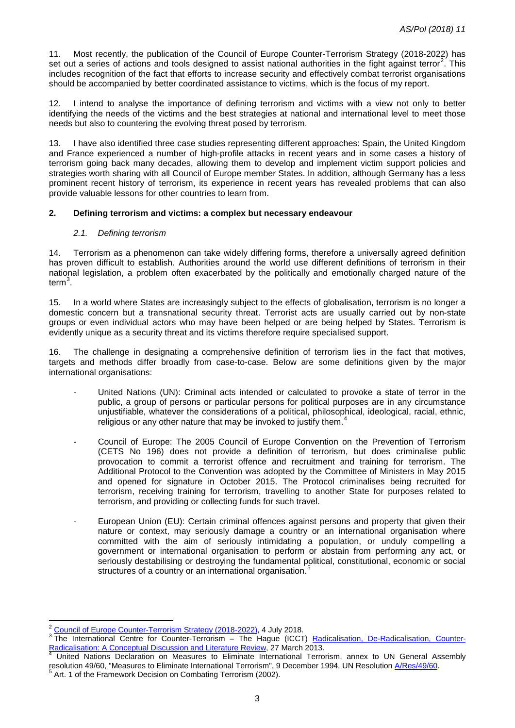11. Most recently, the publication of the Council of Europe Counter-Terrorism Strategy (2018-2022) has set out a series of actions and tools designed to assist national authorities in the fight against terror[2]. This includes recognition of the fact that efforts to increase security and effectively combat terrorist organisations should be accompanied by better coordinated assistance to victims, which is the focus of my report.

12. I intend to analyse the importance of defining terrorism and victims with a view not only to better identifying the needs of the victims and the best strategies at national and international level to meet those needs but also to countering the evolving threat posed by terrorism.

13. I have also identified three case studies representing different approaches: Spain, the United Kingdom and France experienced a number of high-profile attacks in recent years and in some cases a history of terrorism going back many decades, allowing them to develop and implement victim support policies and strategies worth sharing with all Council of Europe member States. In addition, although Germany has a less prominent recent history of terrorism, its experience in recent years has revealed problems that can also provide valuable lessons for other countries to learn from.

## 2. Defining terrorism and victims: a complex but necessary endeavour

### *2.1. Defining terrorism*

14. Terrorism as a phenomenon can take widely differing forms, therefore a universally agreed definition has proven difficult to establish. Authorities around the world use different definitions of terrorism in their national legislation, a problem often exacerbated by the politically and emotionally charged nature of the term[3].

15. In a world where States are increasingly subject to the effects of globalisation, terrorism is no longer a domestic concern but a transnational security threat. Terrorist acts are usually carried out by non-state groups or even individual actors who may have been helped or are being helped by States. Terrorism is evidently unique as a security threat and its victims therefore require specialised support.

16. The challenge in designating a comprehensive definition of terrorism lies in the fact that motives, targets and methods differ broadly from case-to-case. Below are some definitions given by the major international organisations:

- United Nations (UN): Criminal acts intended or calculated to provoke a state of terror in the public, a group of persons or particular persons for political purposes are in any circumstance unjustifiable, whatever the considerations of a political, philosophical, ideological, racial, ethnic, religious or any other nature that may be invoked to justify them.[4]

- Council of Europe: The 2005 Council of Europe Convention on the Prevention of Terrorism (CETS No 196) does not provide a definition of terrorism, but does criminalise public provocation to commit a terrorist offence and recruitment and training for terrorism. The Additional Protocol to the Convention was adopted by the Committee of Ministers in May 2015 and opened for signature in October 2015. The Protocol criminalises being recruited for terrorism, receiving training for terrorism, travelling to another State for purposes related to terrorism, and providing or collecting funds for such travel.

- European Union (EU): Certain criminal offences against persons and property that given their nature or context, may seriously damage a country or an international organisation where committed with the aim of seriously intimidating a population, or unduly compelling a government or international organisation to perform or abstain from performing any act, or seriously destabilising or destroying the fundamental political, constitutional, economic or social structures of a country or an international organisation.[5]

---

[2] Council of Europe Counter-Terrorism Strategy (2018-2022), 4 July 2018.

[3] The International Centre for Counter-Terrorism – The Hague (ICCT) Radicalisation, De-Radicalisation, Counter-Radicalisation: A Conceptual Discussion and Literature Review, 27 March 2013.

[4] United Nations Declaration on Measures to Eliminate International Terrorism, annex to UN General Assembly resolution 49/60, "Measures to Eliminate International Terrorism", 9 December 1994, UN Resolution A/Res/49/60.

[5] Art. 1 of the Framework Decision on Combating Terrorism (2002).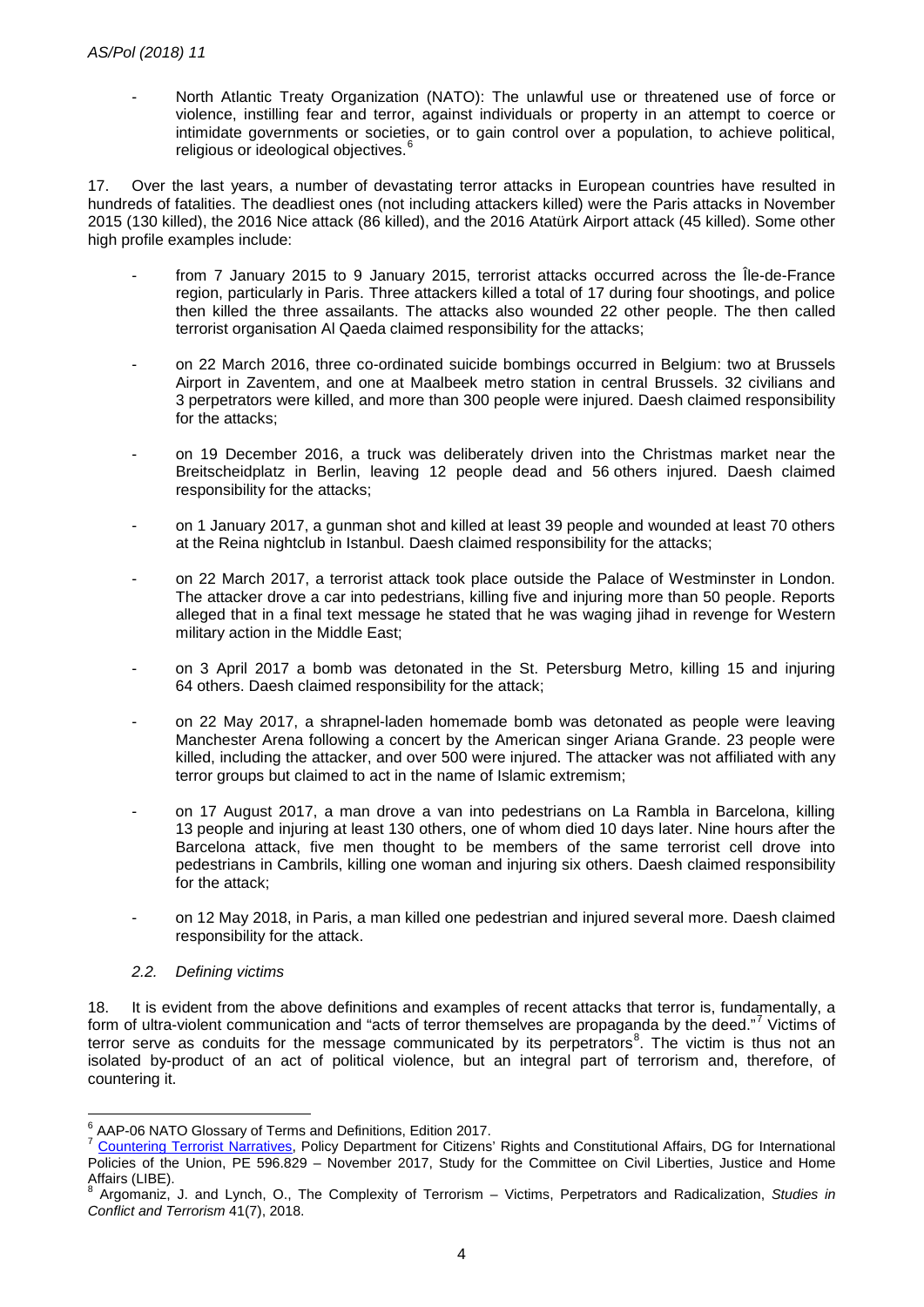- North Atlantic Treaty Organization (NATO): The unlawful use or threatened use of force or violence, instilling fear and terror, against individuals or property in an attempt to coerce or intimidate governments or societies, or to gain control over a population, to achieve political, religious or ideological objectives.[6]

17. Over the last years, a number of devastating terror attacks in European countries have resulted in hundreds of fatalities. The deadliest ones (not including attackers killed) were the Paris attacks in November 2015 (130 killed), the 2016 Nice attack (86 killed), and the 2016 Atatürk Airport attack (45 killed). Some other high profile examples include:

- from 7 January 2015 to 9 January 2015, terrorist attacks occurred across the Île-de-France region, particularly in Paris. Three attackers killed a total of 17 during four shootings, and police then killed the three assailants. The attacks also wounded 22 other people. The then called terrorist organisation Al Qaeda claimed responsibility for the attacks;

- on 22 March 2016, three co-ordinated suicide bombings occurred in Belgium: two at Brussels Airport in Zaventem, and one at Maalbeek metro station in central Brussels. 32 civilians and 3 perpetrators were killed, and more than 300 people were injured. Daesh claimed responsibility for the attacks;

- on 19 December 2016, a truck was deliberately driven into the Christmas market near the Breitscheidplatz in Berlin, leaving 12 people dead and 56 others injured. Daesh claimed responsibility for the attacks;

- on 1 January 2017, a gunman shot and killed at least 39 people and wounded at least 70 others at the Reina nightclub in Istanbul. Daesh claimed responsibility for the attacks;

- on 22 March 2017, a terrorist attack took place outside the Palace of Westminster in London. The attacker drove a car into pedestrians, killing five and injuring more than 50 people. Reports alleged that in a final text message he stated that he was waging jihad in revenge for Western military action in the Middle East;

- on 3 April 2017 a bomb was detonated in the St. Petersburg Metro, killing 15 and injuring 64 others. Daesh claimed responsibility for the attack;

- on 22 May 2017, a shrapnel-laden homemade bomb was detonated as people were leaving Manchester Arena following a concert by the American singer Ariana Grande. 23 people were killed, including the attacker, and over 500 were injured. The attacker was not affiliated with any terror groups but claimed to act in the name of Islamic extremism;

- on 17 August 2017, a man drove a van into pedestrians on La Rambla in Barcelona, killing 13 people and injuring at least 130 others, one of whom died 10 days later. Nine hours after the Barcelona attack, five men thought to be members of the same terrorist cell drove into pedestrians in Cambrils, killing one woman and injuring six others. Daesh claimed responsibility for the attack;

- on 12 May 2018, in Paris, a man killed one pedestrian and injured several more. Daesh claimed responsibility for the attack.

### *2.2. Defining victims*

18. It is evident from the above definitions and examples of recent attacks that terror is, fundamentally, a form of ultra-violent communication and "acts of terror themselves are propaganda by the deed."[7] Victims of terror serve as conduits for the message communicated by its perpetrators[8]. The victim is thus not an isolated by-product of an act of political violence, but an integral part of terrorism and, therefore, of countering it.

---

[6] AAP-06 NATO Glossary of Terms and Definitions, Edition 2017.

[7] Countering Terrorist Narratives, Policy Department for Citizens' Rights and Constitutional Affairs, DG for International Policies of the Union, PE 596.829 – November 2017, Study for the Committee on Civil Liberties, Justice and Home Affairs (LIBE).

[8] Argomaniz, J. and Lynch, O., The Complexity of Terrorism – Victims, Perpetrators and Radicalization, *Studies in Conflict and Terrorism* 41(7), 2018.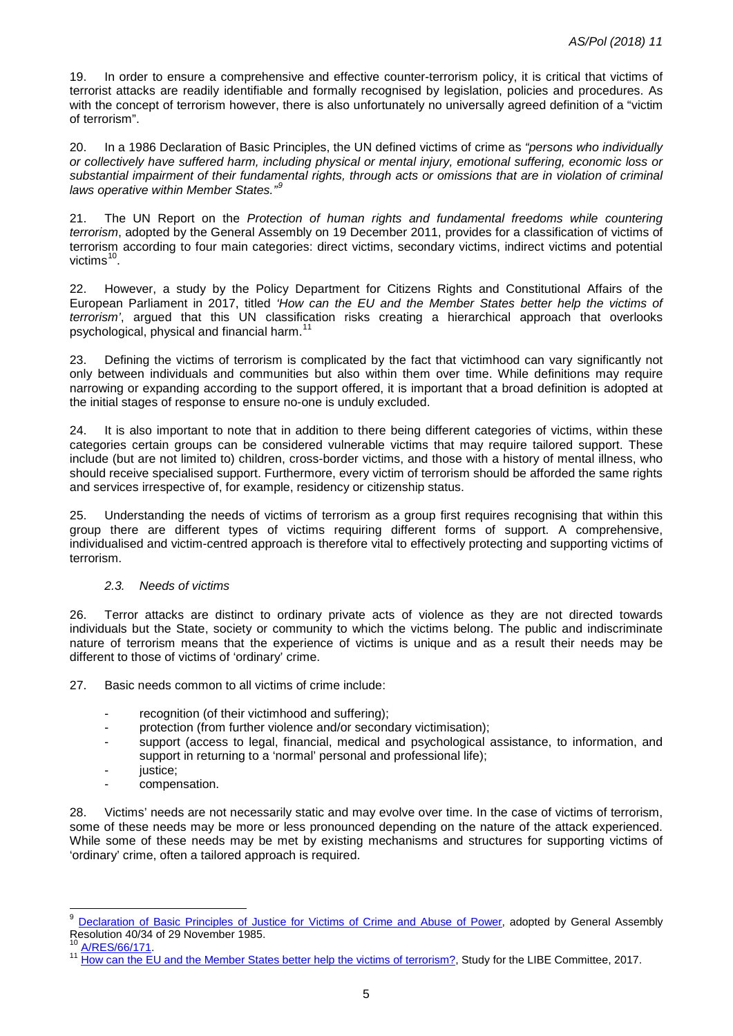19. In order to ensure a comprehensive and effective counter-terrorism policy, it is critical that victims of terrorist attacks are readily identifiable and formally recognised by legislation, policies and procedures. As with the concept of terrorism however, there is also unfortunately no universally agreed definition of a "victim of terrorism".

20. In a 1986 Declaration of Basic Principles, the UN defined victims of crime as *"persons who individually or collectively have suffered harm, including physical or mental injury, emotional suffering, economic loss or substantial impairment of their fundamental rights, through acts or omissions that are in violation of criminal laws operative within Member States."*[9]

21. The UN Report on the *Protection of human rights and fundamental freedoms while countering terrorism*, adopted by the General Assembly on 19 December 2011, provides for a classification of victims of terrorism according to four main categories: direct victims, secondary victims, indirect victims and potential victims[10].

22. However, a study by the Policy Department for Citizens Rights and Constitutional Affairs of the European Parliament in 2017, titled *'How can the EU and the Member States better help the victims of terrorism'*, argued that this UN classification risks creating a hierarchical approach that overlooks psychological, physical and financial harm.[11]

23. Defining the victims of terrorism is complicated by the fact that victimhood can vary significantly not only between individuals and communities but also within them over time. While definitions may require narrowing or expanding according to the support offered, it is important that a broad definition is adopted at the initial stages of response to ensure no-one is unduly excluded.

24. It is also important to note that in addition to there being different categories of victims, within these categories certain groups can be considered vulnerable victims that may require tailored support. These include (but are not limited to) children, cross-border victims, and those with a history of mental illness, who should receive specialised support. Furthermore, every victim of terrorism should be afforded the same rights and services irrespective of, for example, residency or citizenship status.

25. Understanding the needs of victims of terrorism as a group first requires recognising that within this group there are different types of victims requiring different forms of support. A comprehensive, individualised and victim-centred approach is therefore vital to effectively protecting and supporting victims of terrorism.

### *2.3. Needs of victims*

26. Terror attacks are distinct to ordinary private acts of violence as they are not directed towards individuals but the State, society or community to which the victims belong. The public and indiscriminate nature of terrorism means that the experience of victims is unique and as a result their needs may be different to those of victims of 'ordinary' crime.

27. Basic needs common to all victims of crime include:

- recognition (of their victimhood and suffering);
- protection (from further violence and/or secondary victimisation);
- support (access to legal, financial, medical and psychological assistance, to information, and support in returning to a 'normal' personal and professional life);
- justice;
- compensation.

28. Victims' needs are not necessarily static and may evolve over time. In the case of victims of terrorism, some of these needs may be more or less pronounced depending on the nature of the attack experienced. While some of these needs may be met by existing mechanisms and structures for supporting victims of 'ordinary' crime, often a tailored approach is required.

---

[9] Declaration of Basic Principles of Justice for Victims of Crime and Abuse of Power, adopted by General Assembly Resolution 40/34 of 29 November 1985.

[10] A/RES/66/171.

[11] How can the EU and the Member States better help the victims of terrorism?, Study for the LIBE Committee, 2017.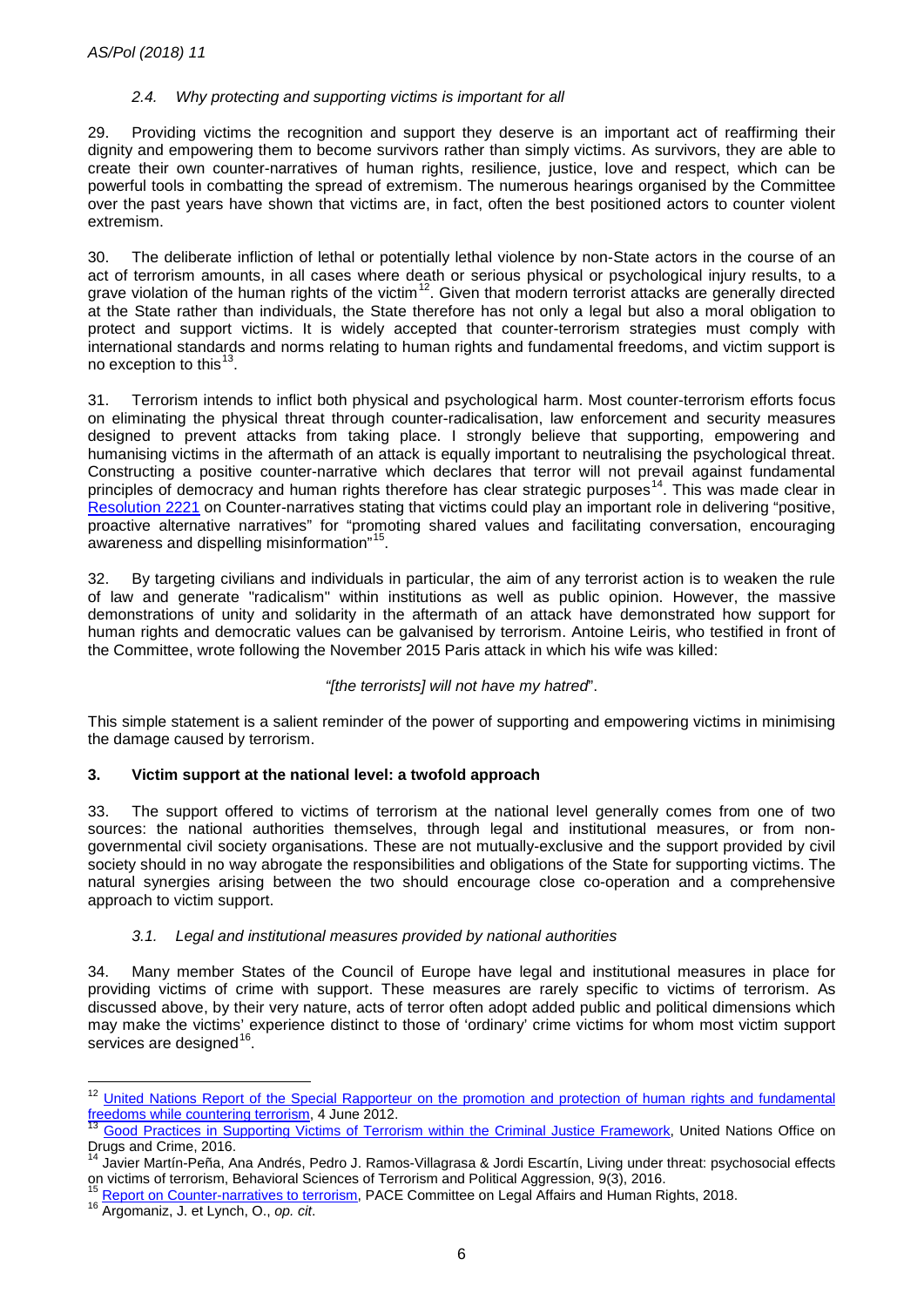### 2.4. *Why protecting and supporting victims is important for all*

29. Providing victims the recognition and support they deserve is an important act of reaffirming their dignity and empowering them to become survivors rather than simply victims. As survivors, they are able to create their own counter-narratives of human rights, resilience, justice, love and respect, which can be powerful tools in combatting the spread of extremism. The numerous hearings organised by the Committee over the past years have shown that victims are, in fact, often the best positioned actors to counter violent extremism.

30. The deliberate infliction of lethal or potentially lethal violence by non-State actors in the course of an act of terrorism amounts, in all cases where death or serious physical or psychological injury results, to a grave violation of the human rights of the victim[12]. Given that modern terrorist attacks are generally directed at the State rather than individuals, the State therefore has not only a legal but also a moral obligation to protect and support victims. It is widely accepted that counter-terrorism strategies must comply with international standards and norms relating to human rights and fundamental freedoms, and victim support is no exception to this[13].

31. Terrorism intends to inflict both physical and psychological harm. Most counter-terrorism efforts focus on eliminating the physical threat through counter-radicalisation, law enforcement and security measures designed to prevent attacks from taking place. I strongly believe that supporting, empowering and humanising victims in the aftermath of an attack is equally important to neutralising the psychological threat. Constructing a positive counter-narrative which declares that terror will not prevail against fundamental principles of democracy and human rights therefore has clear strategic purposes[14]. This was made clear in Resolution 2221 on Counter-narratives stating that victims could play an important role in delivering "positive, proactive alternative narratives" for "promoting shared values and facilitating conversation, encouraging awareness and dispelling misinformation"[15].

32. By targeting civilians and individuals in particular, the aim of any terrorist action is to weaken the rule of law and generate "radicalism" within institutions as well as public opinion. However, the massive demonstrations of unity and solidarity in the aftermath of an attack have demonstrated how support for human rights and democratic values can be galvanised by terrorism. Antoine Leiris, who testified in front of the Committee, wrote following the November 2015 Paris attack in which his wife was killed:

*"[the terrorists] will not have my hatred*".

This simple statement is a salient reminder of the power of supporting and empowering victims in minimising the damage caused by terrorism.

## 3. Victim support at the national level: a twofold approach

33. The support offered to victims of terrorism at the national level generally comes from one of two sources: the national authorities themselves, through legal and institutional measures, or from non-governmental civil society organisations. These are not mutually-exclusive and the support provided by civil society should in no way abrogate the responsibilities and obligations of the State for supporting victims. The natural synergies arising between the two should encourage close co-operation and a comprehensive approach to victim support.

### 3.1. *Legal and institutional measures provided by national authorities*

34. Many member States of the Council of Europe have legal and institutional measures in place for providing victims of crime with support. These measures are rarely specific to victims of terrorism. As discussed above, by their very nature, acts of terror often adopt added public and political dimensions which may make the victims' experience distinct to those of 'ordinary' crime victims for whom most victim support services are designed[16].

---

[12] United Nations Report of the Special Rapporteur on the promotion and protection of human rights and fundamental freedoms while countering terrorism, 4 June 2012.

[13] Good Practices in Supporting Victims of Terrorism within the Criminal Justice Framework, United Nations Office on Drugs and Crime, 2016.

[14] Javier Martín-Peña, Ana Andrés, Pedro J. Ramos-Villagrasa & Jordi Escartín, Living under threat: psychosocial effects on victims of terrorism, Behavioral Sciences of Terrorism and Political Aggression, 9(3), 2016.

[15] Report on Counter-narratives to terrorism, PACE Committee on Legal Affairs and Human Rights, 2018.

[16] Argomaniz, J. et Lynch, O., *op. cit*.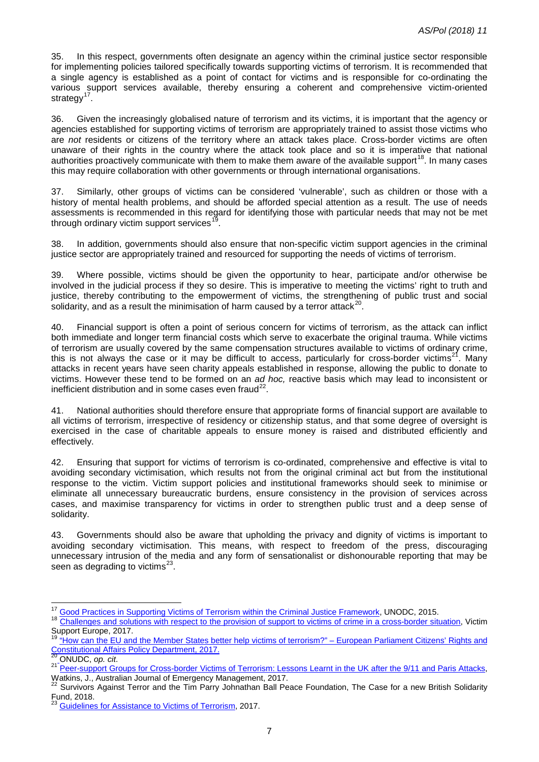35. In this respect, governments often designate an agency within the criminal justice sector responsible for implementing policies tailored specifically towards supporting victims of terrorism. It is recommended that a single agency is established as a point of contact for victims and is responsible for co-ordinating the various support services available, thereby ensuring a coherent and comprehensive victim-oriented strategy[17].

36. Given the increasingly globalised nature of terrorism and its victims, it is important that the agency or agencies established for supporting victims of terrorism are appropriately trained to assist those victims who are *not* residents or citizens of the territory where an attack takes place. Cross-border victims are often unaware of their rights in the country where the attack took place and so it is imperative that national authorities proactively communicate with them to make them aware of the available support[18]. In many cases this may require collaboration with other governments or through international organisations.

37. Similarly, other groups of victims can be considered 'vulnerable', such as children or those with a history of mental health problems, and should be afforded special attention as a result. The use of needs assessments is recommended in this regard for identifying those with particular needs that may not be met through ordinary victim support services[19].

38. In addition, governments should also ensure that non-specific victim support agencies in the criminal justice sector are appropriately trained and resourced for supporting the needs of victims of terrorism.

39. Where possible, victims should be given the opportunity to hear, participate and/or otherwise be involved in the judicial process if they so desire. This is imperative to meeting the victims' right to truth and justice, thereby contributing to the empowerment of victims, the strengthening of public trust and social solidarity, and as a result the minimisation of harm caused by a terror attack[20].

40. Financial support is often a point of serious concern for victims of terrorism, as the attack can inflict both immediate and longer term financial costs which serve to exacerbate the original trauma. While victims of terrorism are usually covered by the same compensation structures available to victims of ordinary crime, this is not always the case or it may be difficult to access, particularly for cross-border victims[21]. Many attacks in recent years have seen charity appeals established in response, allowing the public to donate to victims. However these tend to be formed on an *ad hoc,* reactive basis which may lead to inconsistent or inefficient distribution and in some cases even fraud[22].

41. National authorities should therefore ensure that appropriate forms of financial support are available to all victims of terrorism, irrespective of residency or citizenship status, and that some degree of oversight is exercised in the case of charitable appeals to ensure money is raised and distributed efficiently and effectively.

42. Ensuring that support for victims of terrorism is co-ordinated, comprehensive and effective is vital to avoiding secondary victimisation, which results not from the original criminal act but from the institutional response to the victim. Victim support policies and institutional frameworks should seek to minimise or eliminate all unnecessary bureaucratic burdens, ensure consistency in the provision of services across cases, and maximise transparency for victims in order to strengthen public trust and a deep sense of solidarity.

43. Governments should also be aware that upholding the privacy and dignity of victims is important to avoiding secondary victimisation. This means, with respect to freedom of the press, discouraging unnecessary intrusion of the media and any form of sensationalist or dishonourable reporting that may be seen as degrading to victims[23].

---

[17] Good Practices in Supporting Victims of Terrorism within the Criminal Justice Framework, UNODC, 2015.

[18] Challenges and solutions with respect to the provision of support to victims of crime in a cross-border situation, Victim Support Europe, 2017.

[19] "How can the EU and the Member States better help victims of terrorism?" – European Parliament Citizens' Rights and Constitutional Affairs Policy Department, 2017.

[20] ONUDC, *op. cit*.

[21] Peer-support Groups for Cross-border Victims of Terrorism: Lessons Learnt in the UK after the 9/11 and Paris Attacks, Watkins, J., Australian Journal of Emergency Management, 2017.

[22] Survivors Against Terror and the Tim Parry Johnathan Ball Peace Foundation, The Case for a new British Solidarity Fund, 2018.

[23] Guidelines for Assistance to Victims of Terrorism, 2017.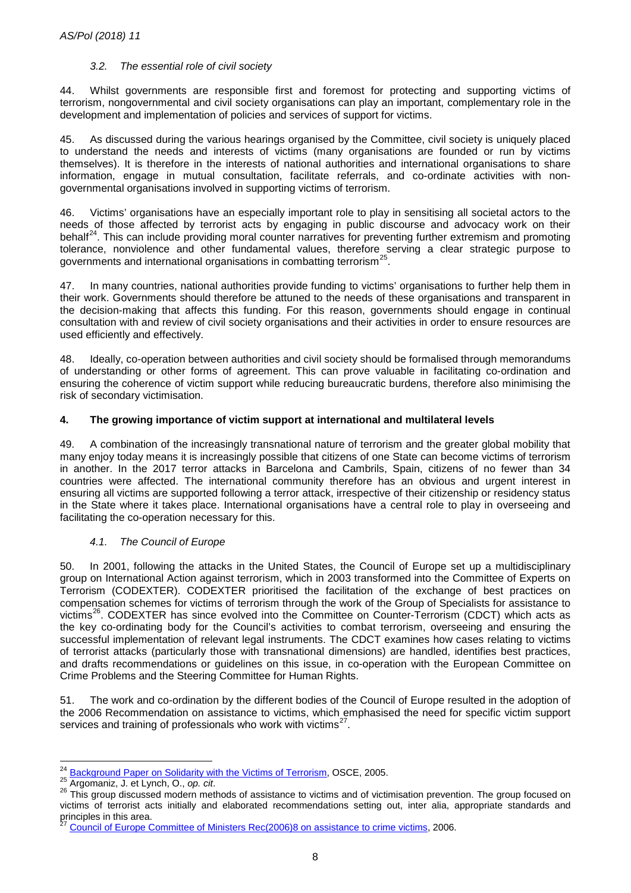### *3.2. The essential role of civil society*

44. Whilst governments are responsible first and foremost for protecting and supporting victims of terrorism, nongovernmental and civil society organisations can play an important, complementary role in the development and implementation of policies and services of support for victims.

45. As discussed during the various hearings organised by the Committee, civil society is uniquely placed to understand the needs and interests of victims (many organisations are founded or run by victims themselves). It is therefore in the interests of national authorities and international organisations to share information, engage in mutual consultation, facilitate referrals, and co-ordinate activities with non-governmental organisations involved in supporting victims of terrorism.

46. Victims' organisations have an especially important role to play in sensitising all societal actors to the needs of those affected by terrorist acts by engaging in public discourse and advocacy work on their behalf[24]. This can include providing moral counter narratives for preventing further extremism and promoting tolerance, nonviolence and other fundamental values, therefore serving a clear strategic purpose to governments and international organisations in combatting terrorism[25].

47. In many countries, national authorities provide funding to victims' organisations to further help them in their work. Governments should therefore be attuned to the needs of these organisations and transparent in the decision-making that affects this funding. For this reason, governments should engage in continual consultation with and review of civil society organisations and their activities in order to ensure resources are used efficiently and effectively.

48. Ideally, co-operation between authorities and civil society should be formalised through memorandums of understanding or other forms of agreement. This can prove valuable in facilitating co-ordination and ensuring the coherence of victim support while reducing bureaucratic burdens, therefore also minimising the risk of secondary victimisation.

## 4. The growing importance of victim support at international and multilateral levels

49. A combination of the increasingly transnational nature of terrorism and the greater global mobility that many enjoy today means it is increasingly possible that citizens of one State can become victims of terrorism in another. In the 2017 terror attacks in Barcelona and Cambrils, Spain, citizens of no fewer than 34 countries were affected. The international community therefore has an obvious and urgent interest in ensuring all victims are supported following a terror attack, irrespective of their citizenship or residency status in the State where it takes place. International organisations have a central role to play in overseeing and facilitating the co-operation necessary for this.

### *4.1. The Council of Europe*

50. In 2001, following the attacks in the United States, the Council of Europe set up a multidisciplinary group on International Action against terrorism, which in 2003 transformed into the Committee of Experts on Terrorism (CODEXTER). CODEXTER prioritised the facilitation of the exchange of best practices on compensation schemes for victims of terrorism through the work of the Group of Specialists for assistance to victims[26]. CODEXTER has since evolved into the Committee on Counter-Terrorism (CDCT) which acts as the key co-ordinating body for the Council's activities to combat terrorism, overseeing and ensuring the successful implementation of relevant legal instruments. The CDCT examines how cases relating to victims of terrorist attacks (particularly those with transnational dimensions) are handled, identifies best practices, and drafts recommendations or guidelines on this issue, in co-operation with the European Committee on Crime Problems and the Steering Committee for Human Rights.

51. The work and co-ordination by the different bodies of the Council of Europe resulted in the adoption of the 2006 Recommendation on assistance to victims, which emphasised the need for specific victim support services and training of professionals who work with victims[27].

---

[24] Background Paper on Solidarity with the Victims of Terrorism, OSCE, 2005.

[25] Argomaniz, J. et Lynch, O., *op. cit*.

[26] This group discussed modern methods of assistance to victims and of victimisation prevention. The group focused on victims of terrorist acts initially and elaborated recommendations setting out, inter alia, appropriate standards and principles in this area.

[27] Council of Europe Committee of Ministers Rec(2006)8 on assistance to crime victims, 2006.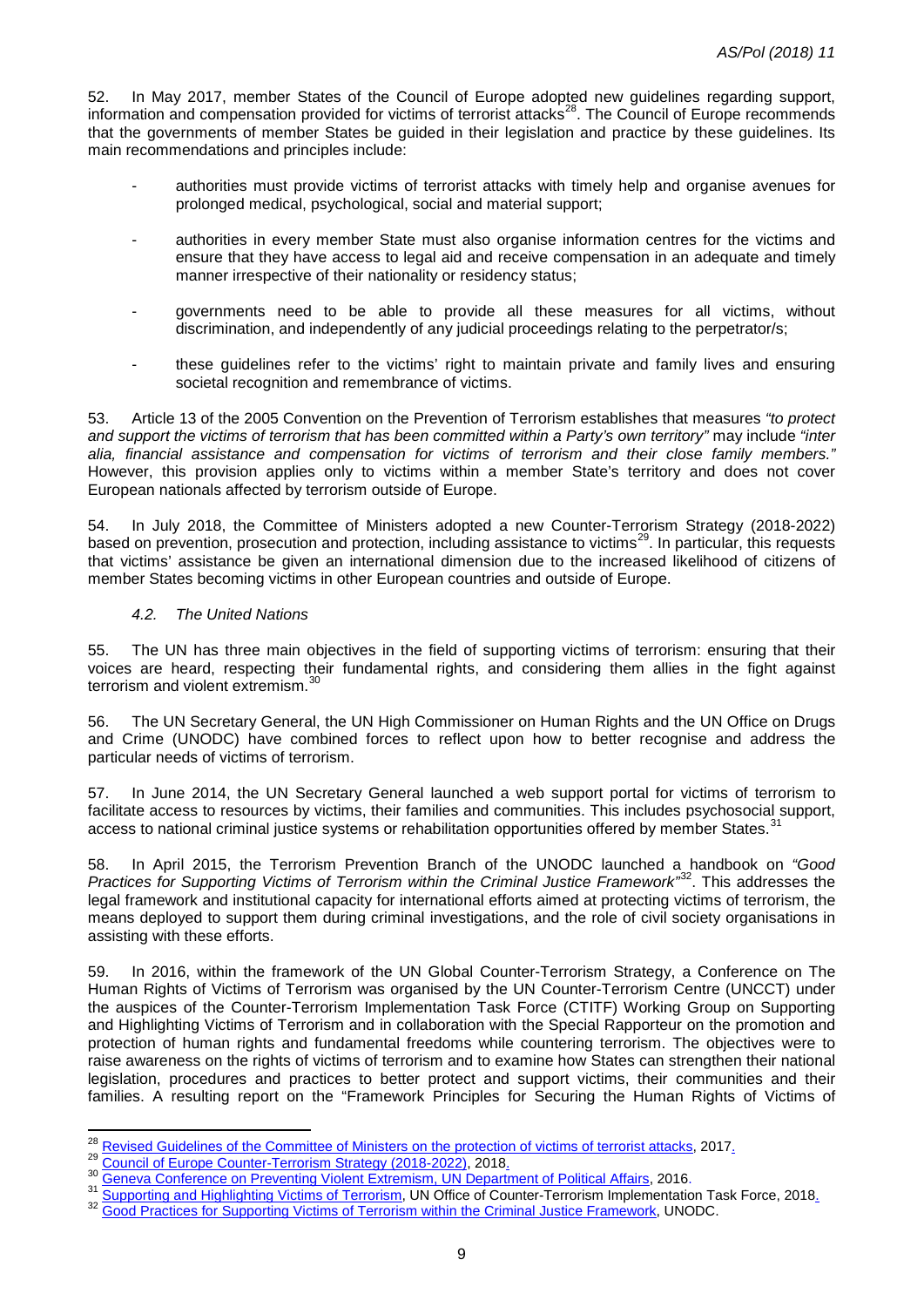52. In May 2017, member States of the Council of Europe adopted new guidelines regarding support, information and compensation provided for victims of terrorist attacks[28]. The Council of Europe recommends that the governments of member States be guided in their legislation and practice by these guidelines. Its main recommendations and principles include:

- authorities must provide victims of terrorist attacks with timely help and organise avenues for prolonged medical, psychological, social and material support;

- authorities in every member State must also organise information centres for the victims and ensure that they have access to legal aid and receive compensation in an adequate and timely manner irrespective of their nationality or residency status;

- governments need to be able to provide all these measures for all victims, without discrimination, and independently of any judicial proceedings relating to the perpetrator/s;

- these guidelines refer to the victims' right to maintain private and family lives and ensuring societal recognition and remembrance of victims.

53. Article 13 of the 2005 Convention on the Prevention of Terrorism establishes that measures *"to protect and support the victims of terrorism that has been committed within a Party's own territory"* may include *"inter alia, financial assistance and compensation for victims of terrorism and their close family members."* However, this provision applies only to victims within a member State's territory and does not cover European nationals affected by terrorism outside of Europe.

54. In July 2018, the Committee of Ministers adopted a new Counter-Terrorism Strategy (2018-2022) based on prevention, prosecution and protection, including assistance to victims[29]. In particular, this requests that victims' assistance be given an international dimension due to the increased likelihood of citizens of member States becoming victims in other European countries and outside of Europe.

### *4.2. The United Nations*

55. The UN has three main objectives in the field of supporting victims of terrorism: ensuring that their voices are heard, respecting their fundamental rights, and considering them allies in the fight against terrorism and violent extremism.[30]

56. The UN Secretary General, the UN High Commissioner on Human Rights and the UN Office on Drugs and Crime (UNODC) have combined forces to reflect upon how to better recognise and address the particular needs of victims of terrorism.

57. In June 2014, the UN Secretary General launched a web support portal for victims of terrorism to facilitate access to resources by victims, their families and communities. This includes psychosocial support, access to national criminal justice systems or rehabilitation opportunities offered by member States.[31]

58. In April 2015, the Terrorism Prevention Branch of the UNODC launched a handbook on *"Good Practices for Supporting Victims of Terrorism within the Criminal Justice Framework"*[32]. This addresses the legal framework and institutional capacity for international efforts aimed at protecting victims of terrorism, the means deployed to support them during criminal investigations, and the role of civil society organisations in assisting with these efforts.

59. In 2016, within the framework of the UN Global Counter-Terrorism Strategy, a Conference on The Human Rights of Victims of Terrorism was organised by the UN Counter-Terrorism Centre (UNCCT) under the auspices of the Counter-Terrorism Implementation Task Force (CTITF) Working Group on Supporting and Highlighting Victims of Terrorism and in collaboration with the Special Rapporteur on the promotion and protection of human rights and fundamental freedoms while countering terrorism. The objectives were to raise awareness on the rights of victims of terrorism and to examine how States can strengthen their national legislation, procedures and practices to better protect and support victims, their communities and their families. A resulting report on the "Framework Principles for Securing the Human Rights of Victims of

---

[28] Revised Guidelines of the Committee of Ministers on the protection of victims of terrorist attacks, 2017.

[29] Council of Europe Counter-Terrorism Strategy (2018-2022), 2018.

[30] Geneva Conference on Preventing Violent Extremism, UN Department of Political Affairs, 2016.

[31] Supporting and Highlighting Victims of Terrorism, UN Office of Counter-Terrorism Implementation Task Force, 2018.

[32] Good Practices for Supporting Victims of Terrorism within the Criminal Justice Framework, UNODC.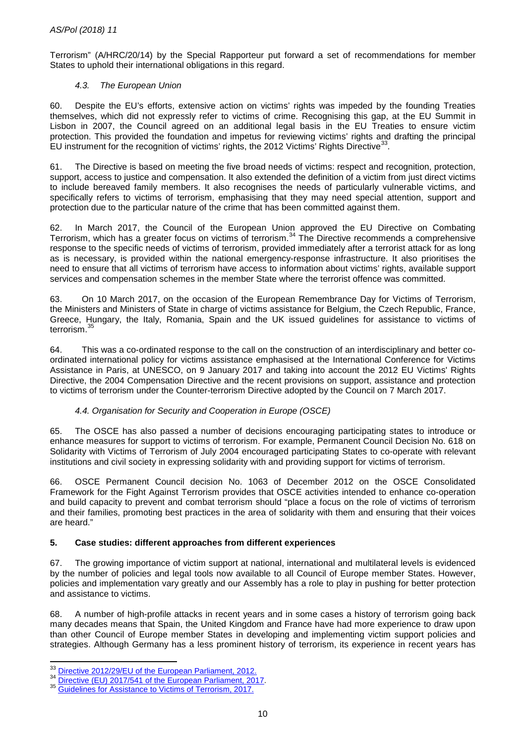Terrorism" (A/HRC/20/14) by the Special Rapporteur put forward a set of recommendations for member States to uphold their international obligations in this regard.

### *4.3. The European Union*

60. Despite the EU's efforts, extensive action on victims' rights was impeded by the founding Treaties themselves, which did not expressly refer to victims of crime. Recognising this gap, at the EU Summit in Lisbon in 2007, the Council agreed on an additional legal basis in the EU Treaties to ensure victim protection. This provided the foundation and impetus for reviewing victims' rights and drafting the principal EU instrument for the recognition of victims' rights, the 2012 Victims' Rights Directive[33].

61. The Directive is based on meeting the five broad needs of victims: respect and recognition, protection, support, access to justice and compensation. It also extended the definition of a victim from just direct victims to include bereaved family members. It also recognises the needs of particularly vulnerable victims, and specifically refers to victims of terrorism, emphasising that they may need special attention, support and protection due to the particular nature of the crime that has been committed against them.

62. In March 2017, the Council of the European Union approved the EU Directive on Combating Terrorism, which has a greater focus on victims of terrorism.[34] The Directive recommends a comprehensive response to the specific needs of victims of terrorism, provided immediately after a terrorist attack for as long as is necessary, is provided within the national emergency-response infrastructure. It also prioritises the need to ensure that all victims of terrorism have access to information about victims' rights, available support services and compensation schemes in the member State where the terrorist offence was committed.

63. On 10 March 2017, on the occasion of the European Remembrance Day for Victims of Terrorism, the Ministers and Ministers of State in charge of victims assistance for Belgium, the Czech Republic, France, Greece, Hungary, the Italy, Romania, Spain and the UK issued guidelines for assistance to victims of terrorism.[35]

64. This was a co-ordinated response to the call on the construction of an interdisciplinary and better co-ordinated international policy for victims assistance emphasised at the International Conference for Victims Assistance in Paris, at UNESCO, on 9 January 2017 and taking into account the 2012 EU Victims' Rights Directive, the 2004 Compensation Directive and the recent provisions on support, assistance and protection to victims of terrorism under the Counter-terrorism Directive adopted by the Council on 7 March 2017.

### *4.4. Organisation for Security and Cooperation in Europe (OSCE)*

65. The OSCE has also passed a number of decisions encouraging participating states to introduce or enhance measures for support to victims of terrorism. For example, Permanent Council Decision No. 618 on Solidarity with Victims of Terrorism of July 2004 encouraged participating States to co-operate with relevant institutions and civil society in expressing solidarity with and providing support for victims of terrorism.

66. OSCE Permanent Council decision No. 1063 of December 2012 on the OSCE Consolidated Framework for the Fight Against Terrorism provides that OSCE activities intended to enhance co-operation and build capacity to prevent and combat terrorism should "place a focus on the role of victims of terrorism and their families, promoting best practices in the area of solidarity with them and ensuring that their voices are heard."

## **5. Case studies: different approaches from different experiences**

67. The growing importance of victim support at national, international and multilateral levels is evidenced by the number of policies and legal tools now available to all Council of Europe member States. However, policies and implementation vary greatly and our Assembly has a role to play in pushing for better protection and assistance to victims.

68. A number of high-profile attacks in recent years and in some cases a history of terrorism going back many decades means that Spain, the United Kingdom and France have had more experience to draw upon than other Council of Europe member States in developing and implementing victim support policies and strategies. Although Germany has a less prominent history of terrorism, its experience in recent years has

---

[33] Directive 2012/29/EU of the European Parliament, 2012.

[34] Directive (EU) 2017/541 of the European Parliament, 2017.

[35] Guidelines for Assistance to Victims of Terrorism, 2017.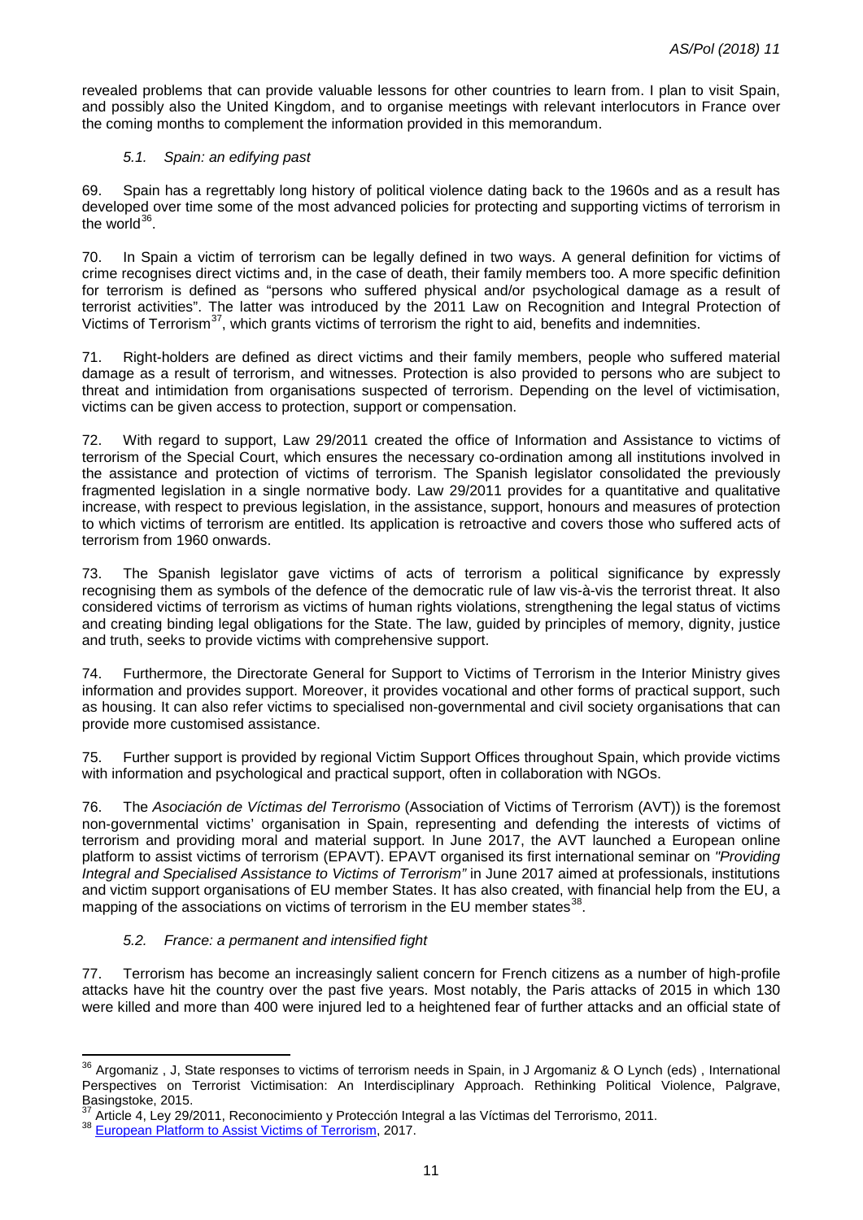revealed problems that can provide valuable lessons for other countries to learn from. I plan to visit Spain, and possibly also the United Kingdom, and to organise meetings with relevant interlocutors in France over the coming months to complement the information provided in this memorandum.

### *5.1. Spain: an edifying past*

69. Spain has a regrettably long history of political violence dating back to the 1960s and as a result has developed over time some of the most advanced policies for protecting and supporting victims of terrorism in the world[36].

70. In Spain a victim of terrorism can be legally defined in two ways. A general definition for victims of crime recognises direct victims and, in the case of death, their family members too. A more specific definition for terrorism is defined as "persons who suffered physical and/or psychological damage as a result of terrorist activities". The latter was introduced by the 2011 Law on Recognition and Integral Protection of Victims of Terrorism[37], which grants victims of terrorism the right to aid, benefits and indemnities.

71. Right-holders are defined as direct victims and their family members, people who suffered material damage as a result of terrorism, and witnesses. Protection is also provided to persons who are subject to threat and intimidation from organisations suspected of terrorism. Depending on the level of victimisation, victims can be given access to protection, support or compensation.

72. With regard to support, Law 29/2011 created the office of Information and Assistance to victims of terrorism of the Special Court, which ensures the necessary co-ordination among all institutions involved in the assistance and protection of victims of terrorism. The Spanish legislator consolidated the previously fragmented legislation in a single normative body. Law 29/2011 provides for a quantitative and qualitative increase, with respect to previous legislation, in the assistance, support, honours and measures of protection to which victims of terrorism are entitled. Its application is retroactive and covers those who suffered acts of terrorism from 1960 onwards.

73. The Spanish legislator gave victims of acts of terrorism a political significance by expressly recognising them as symbols of the defence of the democratic rule of law vis-à-vis the terrorist threat. It also considered victims of terrorism as victims of human rights violations, strengthening the legal status of victims and creating binding legal obligations for the State. The law, guided by principles of memory, dignity, justice and truth, seeks to provide victims with comprehensive support.

74. Furthermore, the Directorate General for Support to Victims of Terrorism in the Interior Ministry gives information and provides support. Moreover, it provides vocational and other forms of practical support, such as housing. It can also refer victims to specialised non-governmental and civil society organisations that can provide more customised assistance.

75. Further support is provided by regional Victim Support Offices throughout Spain, which provide victims with information and psychological and practical support, often in collaboration with NGOs.

76. The *Asociación de Víctimas del Terrorismo* (Association of Victims of Terrorism (AVT)) is the foremost non-governmental victims' organisation in Spain, representing and defending the interests of victims of terrorism and providing moral and material support. In June 2017, the AVT launched a European online platform to assist victims of terrorism (EPAVT). EPAVT organised its first international seminar on *"Providing Integral and Specialised Assistance to Victims of Terrorism"* in June 2017 aimed at professionals, institutions and victim support organisations of EU member States. It has also created, with financial help from the EU, a mapping of the associations on victims of terrorism in the EU member states[38].

### *5.2. France: a permanent and intensified fight*

77. Terrorism has become an increasingly salient concern for French citizens as a number of high-profile attacks have hit the country over the past five years. Most notably, the Paris attacks of 2015 in which 130 were killed and more than 400 were injured led to a heightened fear of further attacks and an official state of

---

[36] Argomaniz , J, State responses to victims of terrorism needs in Spain, in J Argomaniz & O Lynch (eds) , International Perspectives on Terrorist Victimisation: An Interdisciplinary Approach. Rethinking Political Violence, Palgrave, Basingstoke, 2015.

[37] Article 4, Ley 29/2011, Reconocimiento y Protección Integral a las Víctimas del Terrorismo, 2011.

[38] European Platform to Assist Victims of Terrorism, 2017.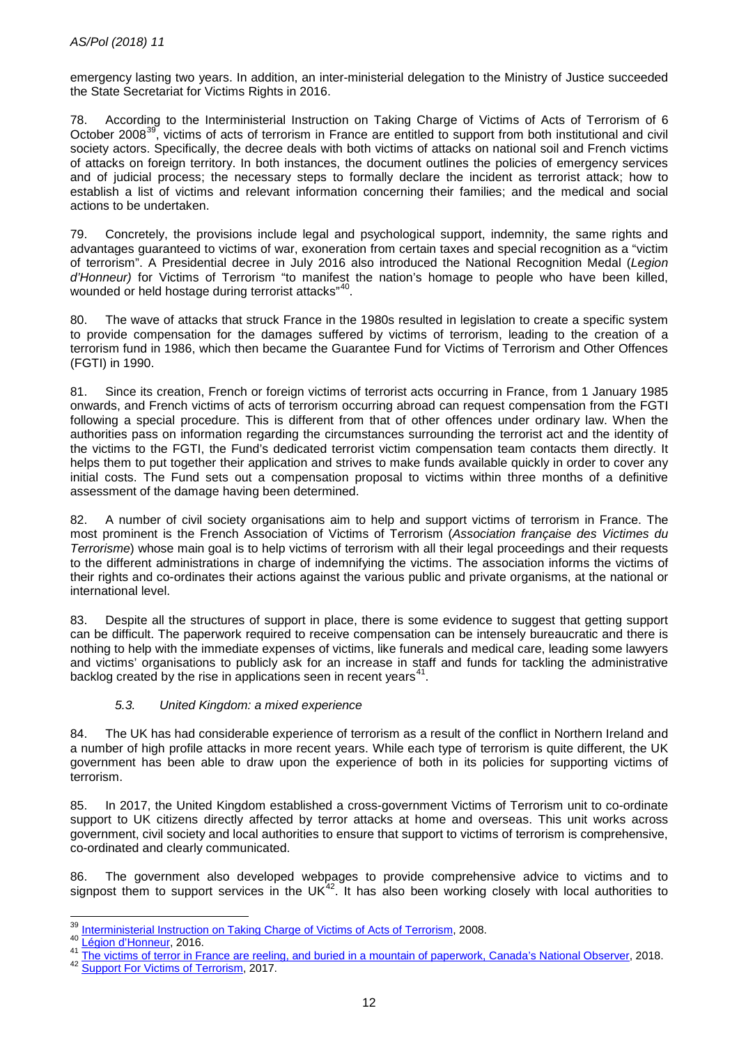emergency lasting two years. In addition, an inter-ministerial delegation to the Ministry of Justice succeeded the State Secretariat for Victims Rights in 2016.

78. According to the Interministerial Instruction on Taking Charge of Victims of Acts of Terrorism of 6 October 2008[39], victims of acts of terrorism in France are entitled to support from both institutional and civil society actors. Specifically, the decree deals with both victims of attacks on national soil and French victims of attacks on foreign territory. In both instances, the document outlines the policies of emergency services and of judicial process; the necessary steps to formally declare the incident as terrorist attack; how to establish a list of victims and relevant information concerning their families; and the medical and social actions to be undertaken.

79. Concretely, the provisions include legal and psychological support, indemnity, the same rights and advantages guaranteed to victims of war, exoneration from certain taxes and special recognition as a "victim of terrorism". A Presidential decree in July 2016 also introduced the National Recognition Medal (*Legion d'Honneur)* for Victims of Terrorism "to manifest the nation's homage to people who have been killed, wounded or held hostage during terrorist attacks"[40].

80. The wave of attacks that struck France in the 1980s resulted in legislation to create a specific system to provide compensation for the damages suffered by victims of terrorism, leading to the creation of a terrorism fund in 1986, which then became the Guarantee Fund for Victims of Terrorism and Other Offences (FGTI) in 1990.

81. Since its creation, French or foreign victims of terrorist acts occurring in France, from 1 January 1985 onwards, and French victims of acts of terrorism occurring abroad can request compensation from the FGTI following a special procedure. This is different from that of other offences under ordinary law. When the authorities pass on information regarding the circumstances surrounding the terrorist act and the identity of the victims to the FGTI, the Fund's dedicated terrorist victim compensation team contacts them directly. It helps them to put together their application and strives to make funds available quickly in order to cover any initial costs. The Fund sets out a compensation proposal to victims within three months of a definitive assessment of the damage having been determined.

82. A number of civil society organisations aim to help and support victims of terrorism in France. The most prominent is the French Association of Victims of Terrorism (*Association française des Victimes du Terrorisme*) whose main goal is to help victims of terrorism with all their legal proceedings and their requests to the different administrations in charge of indemnifying the victims. The association informs the victims of their rights and co-ordinates their actions against the various public and private organisms, at the national or international level.

83. Despite all the structures of support in place, there is some evidence to suggest that getting support can be difficult. The paperwork required to receive compensation can be intensely bureaucratic and there is nothing to help with the immediate expenses of victims, like funerals and medical care, leading some lawyers and victims' organisations to publicly ask for an increase in staff and funds for tackling the administrative backlog created by the rise in applications seen in recent years[41].

### *5.3. United Kingdom: a mixed experience*

84. The UK has had considerable experience of terrorism as a result of the conflict in Northern Ireland and a number of high profile attacks in more recent years. While each type of terrorism is quite different, the UK government has been able to draw upon the experience of both in its policies for supporting victims of terrorism.

85. In 2017, the United Kingdom established a cross-government Victims of Terrorism unit to co-ordinate support to UK citizens directly affected by terror attacks at home and overseas. This unit works across government, civil society and local authorities to ensure that support to victims of terrorism is comprehensive, co-ordinated and clearly communicated.

86. The government also developed webpages to provide comprehensive advice to victims and to signpost them to support services in the UK[42]. It has also been working closely with local authorities to

---

[39] Interministerial Instruction on Taking Charge of Victims of Acts of Terrorism, 2008.
[40] Légion d'Honneur, 2016.
[41] The victims of terror in France are reeling, and buried in a mountain of paperwork, Canada's National Observer, 2018.
[42] Support For Victims of Terrorism, 2017.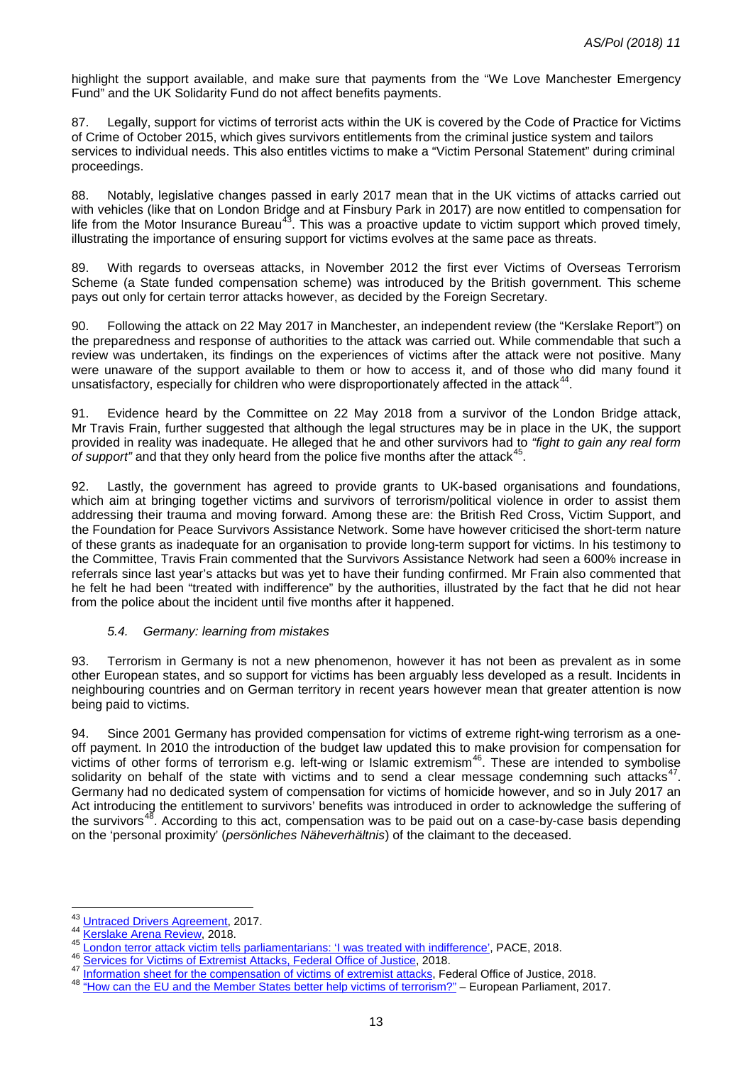highlight the support available, and make sure that payments from the "We Love Manchester Emergency Fund" and the UK Solidarity Fund do not affect benefits payments.

87. Legally, support for victims of terrorist acts within the UK is covered by the Code of Practice for Victims of Crime of October 2015, which gives survivors entitlements from the criminal justice system and tailors services to individual needs. This also entitles victims to make a "Victim Personal Statement" during criminal proceedings.

88. Notably, legislative changes passed in early 2017 mean that in the UK victims of attacks carried out with vehicles (like that on London Bridge and at Finsbury Park in 2017) are now entitled to compensation for life from the Motor Insurance Bureau[43]. This was a proactive update to victim support which proved timely, illustrating the importance of ensuring support for victims evolves at the same pace as threats.

89. With regards to overseas attacks, in November 2012 the first ever Victims of Overseas Terrorism Scheme (a State funded compensation scheme) was introduced by the British government. This scheme pays out only for certain terror attacks however, as decided by the Foreign Secretary.

90. Following the attack on 22 May 2017 in Manchester, an independent review (the "Kerslake Report") on the preparedness and response of authorities to the attack was carried out. While commendable that such a review was undertaken, its findings on the experiences of victims after the attack were not positive. Many were unaware of the support available to them or how to access it, and of those who did many found it unsatisfactory, especially for children who were disproportionately affected in the attack[44].

91. Evidence heard by the Committee on 22 May 2018 from a survivor of the London Bridge attack, Mr Travis Frain, further suggested that although the legal structures may be in place in the UK, the support provided in reality was inadequate. He alleged that he and other survivors had to *"fight to gain any real form of support"* and that they only heard from the police five months after the attack[45].

92. Lastly, the government has agreed to provide grants to UK-based organisations and foundations, which aim at bringing together victims and survivors of terrorism/political violence in order to assist them addressing their trauma and moving forward. Among these are: the British Red Cross, Victim Support, and the Foundation for Peace Survivors Assistance Network. Some have however criticised the short-term nature of these grants as inadequate for an organisation to provide long-term support for victims. In his testimony to the Committee, Travis Frain commented that the Survivors Assistance Network had seen a 600% increase in referrals since last year's attacks but was yet to have their funding confirmed. Mr Frain also commented that he felt he had been "treated with indifference" by the authorities, illustrated by the fact that he did not hear from the police about the incident until five months after it happened.

### *5.4. Germany: learning from mistakes*

93. Terrorism in Germany is not a new phenomenon, however it has not been as prevalent as in some other European states, and so support for victims has been arguably less developed as a result. Incidents in neighbouring countries and on German territory in recent years however mean that greater attention is now being paid to victims.

94. Since 2001 Germany has provided compensation for victims of extreme right-wing terrorism as a one-off payment. In 2010 the introduction of the budget law updated this to make provision for compensation for victims of other forms of terrorism e.g. left-wing or Islamic extremism[46]. These are intended to symbolise solidarity on behalf of the state with victims and to send a clear message condemning such attacks[47]. Germany had no dedicated system of compensation for victims of homicide however, and so in July 2017 an Act introducing the entitlement to survivors' benefits was introduced in order to acknowledge the suffering of the survivors[48]. According to this act, compensation was to be paid out on a case-by-case basis depending on the 'personal proximity' (*persönliches Näheverhältnis*) of the claimant to the deceased.

---

[43] Untraced Drivers Agreement, 2017.
[44] Kerslake Arena Review, 2018.
[45] London terror attack victim tells parliamentarians: 'I was treated with indifference', PACE, 2018.
[46] Services for Victims of Extremist Attacks, Federal Office of Justice, 2018.
[47] Information sheet for the compensation of victims of extremist attacks, Federal Office of Justice, 2018.
[48] "How can the EU and the Member States better help victims of terrorism?" – European Parliament, 2017.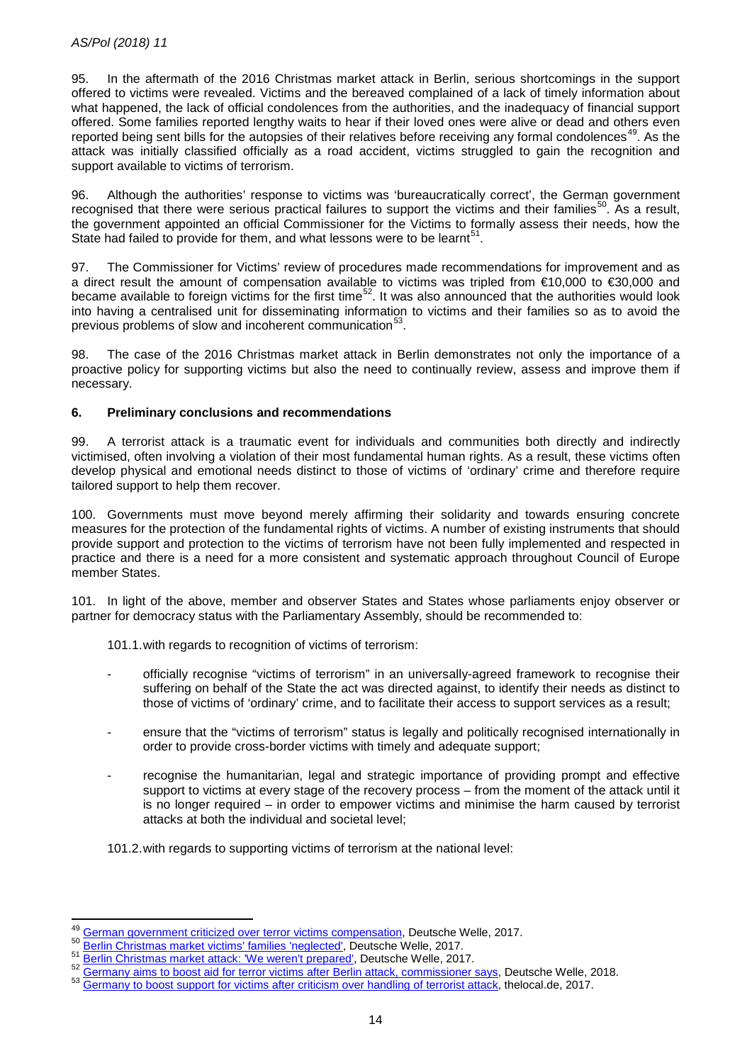95. In the aftermath of the 2016 Christmas market attack in Berlin, serious shortcomings in the support offered to victims were revealed. Victims and the bereaved complained of a lack of timely information about what happened, the lack of official condolences from the authorities, and the inadequacy of financial support offered. Some families reported lengthy waits to hear if their loved ones were alive or dead and others even reported being sent bills for the autopsies of their relatives before receiving any formal condolences[49]. As the attack was initially classified officially as a road accident, victims struggled to gain the recognition and support available to victims of terrorism.

96. Although the authorities' response to victims was 'bureaucratically correct', the German government recognised that there were serious practical failures to support the victims and their families[50]. As a result, the government appointed an official Commissioner for the Victims to formally assess their needs, how the State had failed to provide for them, and what lessons were to be learnt[51].

97. The Commissioner for Victims' review of procedures made recommendations for improvement and as a direct result the amount of compensation available to victims was tripled from €10,000 to €30,000 and became available to foreign victims for the first time[52]. It was also announced that the authorities would look into having a centralised unit for disseminating information to victims and their families so as to avoid the previous problems of slow and incoherent communication[53].

98. The case of the 2016 Christmas market attack in Berlin demonstrates not only the importance of a proactive policy for supporting victims but also the need to continually review, assess and improve them if necessary.

## 6. Preliminary conclusions and recommendations

99. A terrorist attack is a traumatic event for individuals and communities both directly and indirectly victimised, often involving a violation of their most fundamental human rights. As a result, these victims often develop physical and emotional needs distinct to those of victims of 'ordinary' crime and therefore require tailored support to help them recover.

100. Governments must move beyond merely affirming their solidarity and towards ensuring concrete measures for the protection of the fundamental rights of victims. A number of existing instruments that should provide support and protection to the victims of terrorism have not been fully implemented and respected in practice and there is a need for a more consistent and systematic approach throughout Council of Europe member States.

101. In light of the above, member and observer States and States whose parliaments enjoy observer or partner for democracy status with the Parliamentary Assembly, should be recommended to:

101.1. with regards to recognition of victims of terrorism:

- officially recognise "victims of terrorism" in an universally-agreed framework to recognise their suffering on behalf of the State the act was directed against, to identify their needs as distinct to those of victims of 'ordinary' crime, and to facilitate their access to support services as a result;
- ensure that the "victims of terrorism" status is legally and politically recognised internationally in order to provide cross-border victims with timely and adequate support;
- recognise the humanitarian, legal and strategic importance of providing prompt and effective support to victims at every stage of the recovery process – from the moment of the attack until it is no longer required – in order to empower victims and minimise the harm caused by terrorist attacks at both the individual and societal level;

101.2. with regards to supporting victims of terrorism at the national level:

---

[49] German government criticized over terror victims compensation, Deutsche Welle, 2017.
[50] Berlin Christmas market victims' families 'neglected', Deutsche Welle, 2017.
[51] Berlin Christmas market attack: 'We weren't prepared', Deutsche Welle, 2017.
[52] Germany aims to boost aid for terror victims after Berlin attack, commissioner says, Deutsche Welle, 2018.
[53] Germany to boost support for victims after criticism over handling of terrorist attack, thelocal.de, 2017.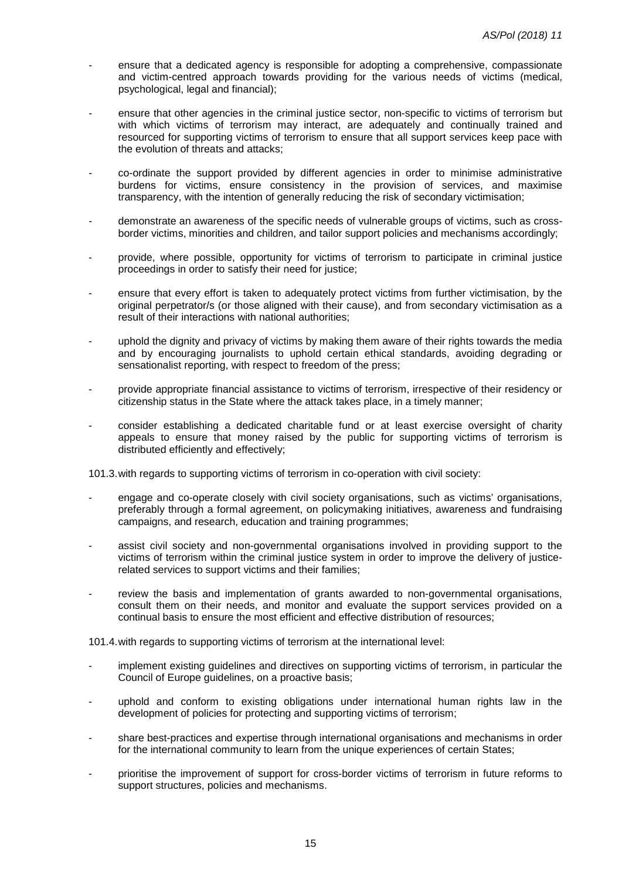- ensure that a dedicated agency is responsible for adopting a comprehensive, compassionate and victim-centred approach towards providing for the various needs of victims (medical, psychological, legal and financial);

- ensure that other agencies in the criminal justice sector, non-specific to victims of terrorism but with which victims of terrorism may interact, are adequately and continually trained and resourced for supporting victims of terrorism to ensure that all support services keep pace with the evolution of threats and attacks;

- co-ordinate the support provided by different agencies in order to minimise administrative burdens for victims, ensure consistency in the provision of services, and maximise transparency, with the intention of generally reducing the risk of secondary victimisation;

- demonstrate an awareness of the specific needs of vulnerable groups of victims, such as cross-border victims, minorities and children, and tailor support policies and mechanisms accordingly;

- provide, where possible, opportunity for victims of terrorism to participate in criminal justice proceedings in order to satisfy their need for justice;

- ensure that every effort is taken to adequately protect victims from further victimisation, by the original perpetrator/s (or those aligned with their cause), and from secondary victimisation as a result of their interactions with national authorities;

- uphold the dignity and privacy of victims by making them aware of their rights towards the media and by encouraging journalists to uphold certain ethical standards, avoiding degrading or sensationalist reporting, with respect to freedom of the press;

- provide appropriate financial assistance to victims of terrorism, irrespective of their residency or citizenship status in the State where the attack takes place, in a timely manner;

- consider establishing a dedicated charitable fund or at least exercise oversight of charity appeals to ensure that money raised by the public for supporting victims of terrorism is distributed efficiently and effectively;

101.3. with regards to supporting victims of terrorism in co-operation with civil society:

- engage and co-operate closely with civil society organisations, such as victims' organisations, preferably through a formal agreement, on policymaking initiatives, awareness and fundraising campaigns, and research, education and training programmes;

- assist civil society and non-governmental organisations involved in providing support to the victims of terrorism within the criminal justice system in order to improve the delivery of justice-related services to support victims and their families;

- review the basis and implementation of grants awarded to non-governmental organisations, consult them on their needs, and monitor and evaluate the support services provided on a continual basis to ensure the most efficient and effective distribution of resources;

101.4. with regards to supporting victims of terrorism at the international level:

- implement existing guidelines and directives on supporting victims of terrorism, in particular the Council of Europe guidelines, on a proactive basis;

- uphold and conform to existing obligations under international human rights law in the development of policies for protecting and supporting victims of terrorism;

- share best-practices and expertise through international organisations and mechanisms in order for the international community to learn from the unique experiences of certain States;

- prioritise the improvement of support for cross-border victims of terrorism in future reforms to support structures, policies and mechanisms.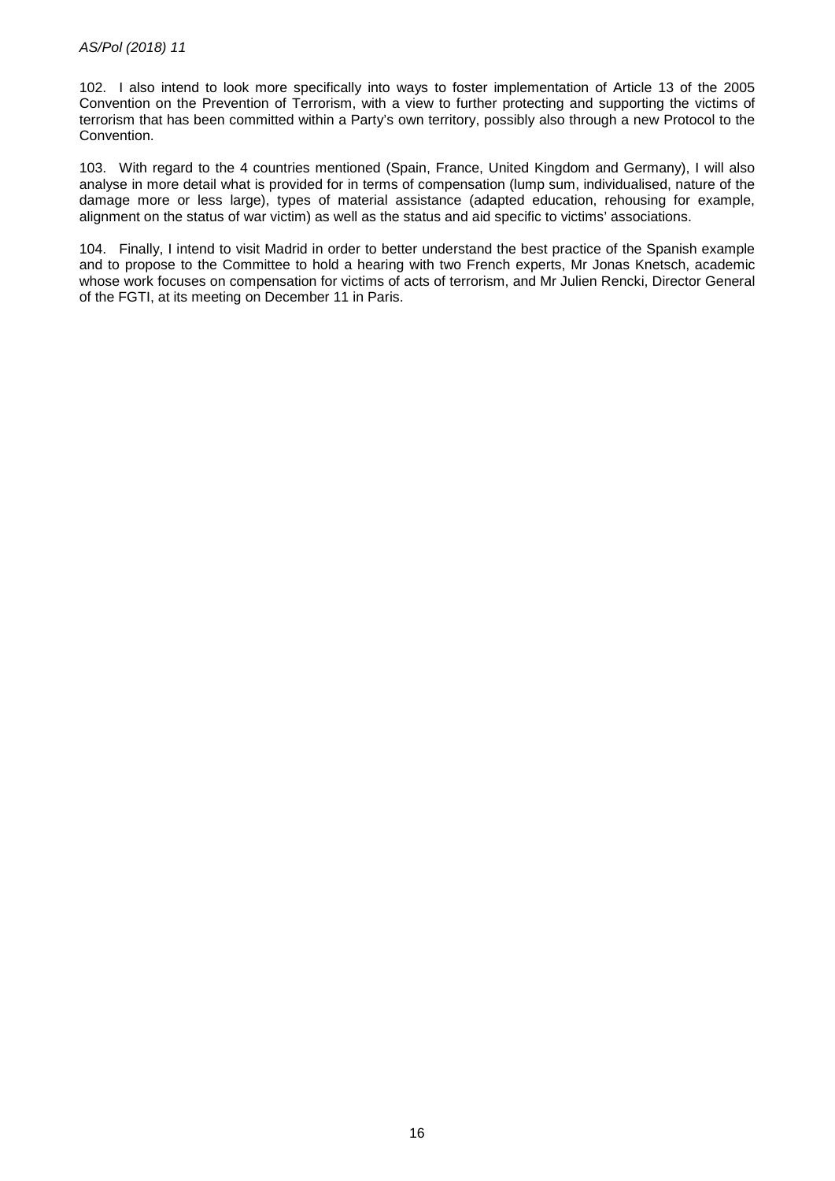102. I also intend to look more specifically into ways to foster implementation of Article 13 of the 2005 Convention on the Prevention of Terrorism, with a view to further protecting and supporting the victims of terrorism that has been committed within a Party's own territory, possibly also through a new Protocol to the Convention.

103. With regard to the 4 countries mentioned (Spain, France, United Kingdom and Germany), I will also analyse in more detail what is provided for in terms of compensation (lump sum, individualised, nature of the damage more or less large), types of material assistance (adapted education, rehousing for example, alignment on the status of war victim) as well as the status and aid specific to victims' associations.

104. Finally, I intend to visit Madrid in order to better understand the best practice of the Spanish example and to propose to the Committee to hold a hearing with two French experts, Mr Jonas Knetsch, academic whose work focuses on compensation for victims of acts of terrorism, and Mr Julien Rencki, Director General of the FGTI, at its meeting on December 11 in Paris.